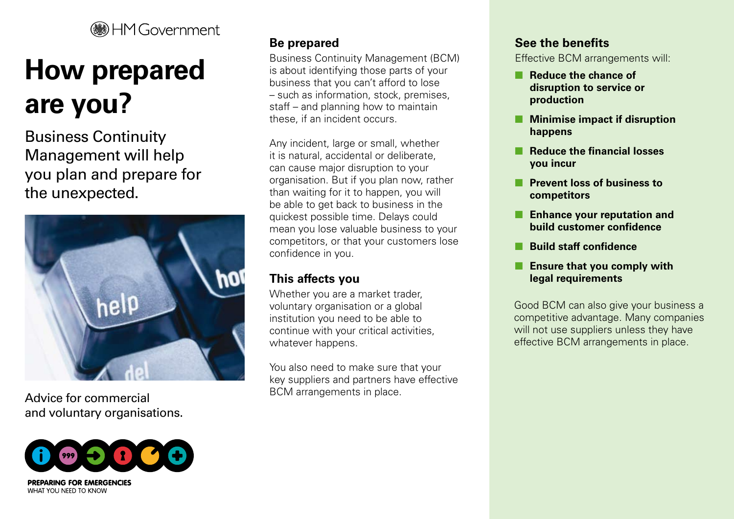HM Government

# How prepared are you?

Business Continuity Management will help you plan and prepare for the unexpected.

Advice for commercial and voluntary organisations.

PREPARING FOR EMERGENCIES
WHAT YOU NEED TO KNOW

## Be prepared

Business Continuity Management (BCM) is about identifying those parts of your business that you can't afford to lose – such as information, stock, premises, staff – and planning how to maintain these, if an incident occurs.

Any incident, large or small, whether it is natural, accidental or deliberate, can cause major disruption to your organisation. But if you plan now, rather than waiting for it to happen, you will be able to get back to business in the quickest possible time. Delays could mean you lose valuable business to your competitors, or that your customers lose confidence in you.

## This affects you

Whether you are a market trader, voluntary organisation or a global institution you need to be able to continue with your critical activities, whatever happens.

You also need to make sure that your key suppliers and partners have effective BCM arrangements in place.

## See the benefits

Effective BCM arrangements will:

- **Reduce the chance of disruption to service or production**
- **Minimise impact if disruption happens**
- **Reduce the financial losses you incur**
- **Prevent loss of business to competitors**
- **Enhance your reputation and build customer confidence**
- **Build staff confidence**
- **Ensure that you comply with legal requirements**

Good BCM can also give your business a competitive advantage. Many companies will not use suppliers unless they have effective BCM arrangements in place.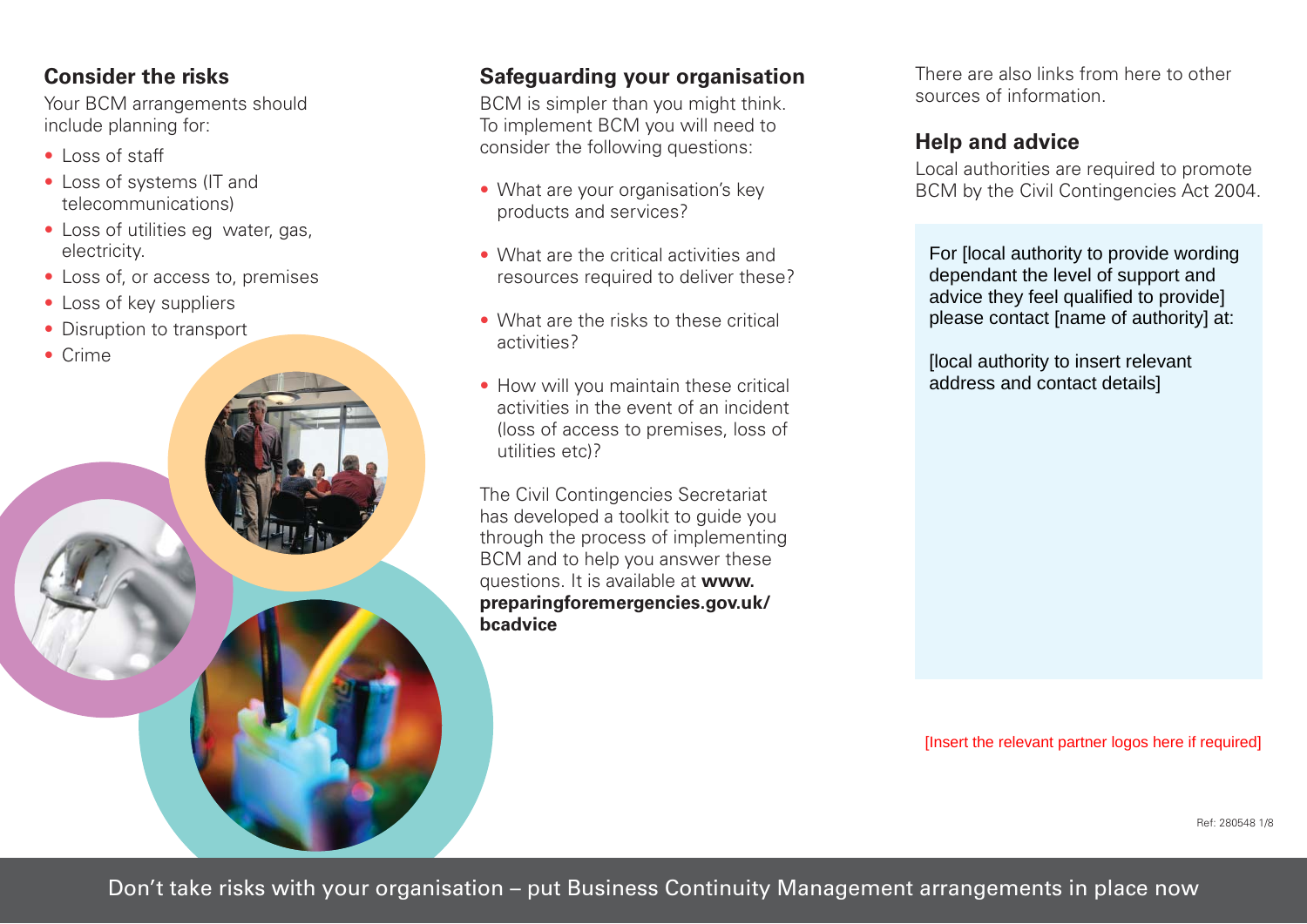## Consider the risks

Your BCM arrangements should include planning for:

- Loss of staff
- Loss of systems (IT and telecommunications)
- Loss of utilities eg water, gas, electricity.
- Loss of, or access to, premises
- Loss of key suppliers
- Disruption to transport
- Crime

## Safeguarding your organisation

BCM is simpler than you might think. To implement BCM you will need to consider the following questions:

- What are your organisation's key products and services?
- What are the critical activities and resources required to deliver these?
- What are the risks to these critical activities?
- How will you maintain these critical activities in the event of an incident (loss of access to premises, loss of utilities etc)?

The Civil Contingencies Secretariat has developed a toolkit to guide you through the process of implementing BCM and to help you answer these questions. It is available at **www.preparingforemergencies.gov.uk/bcadvice**

There are also links from here to other sources of information.

## Help and advice

Local authorities are required to promote BCM by the Civil Contingencies Act 2004.

For [local authority to provide wording dependant the level of support and advice they feel qualified to provide] please contact [name of authority] at:

[local authority to insert relevant address and contact details]

[Insert the relevant partner logos here if required]

Ref: 280548 1/8

Don't take risks with your organisation – put Business Continuity Management arrangements in place now